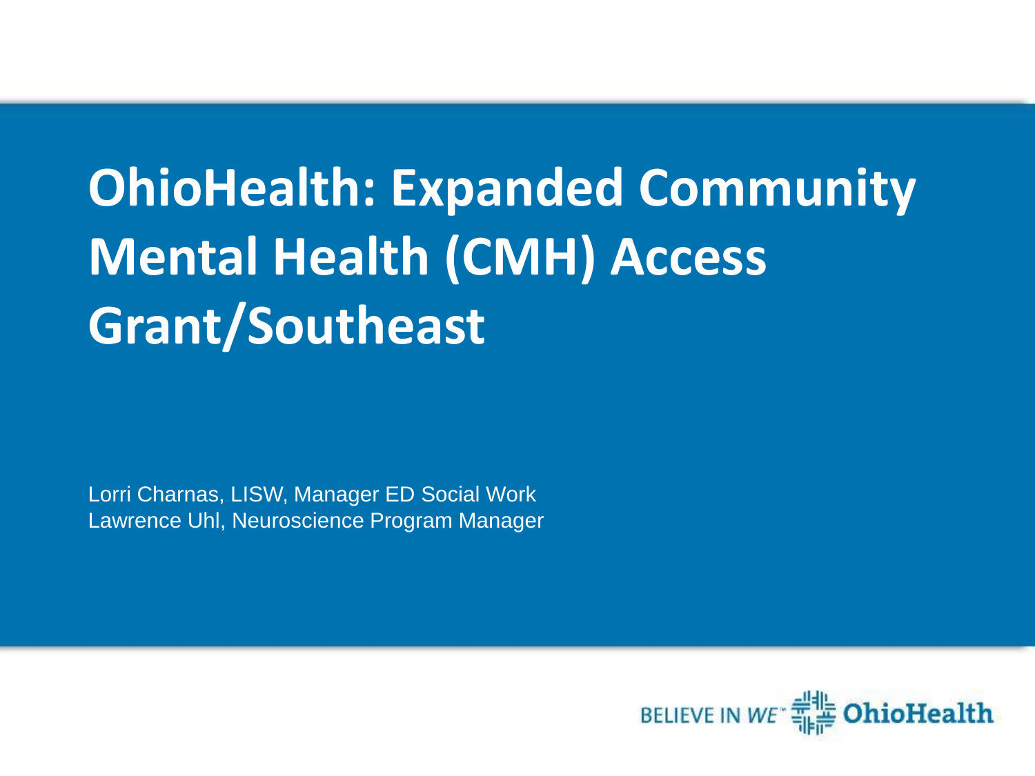# OhioHealth: Expanded Community Mental Health (CMH) Access Grant/Southeast

Lorri Charnas, LISW, Manager ED Social Work
Lawrence Uhl, Neuroscience Program Manager

BELIEVE IN WE™ OhioHealth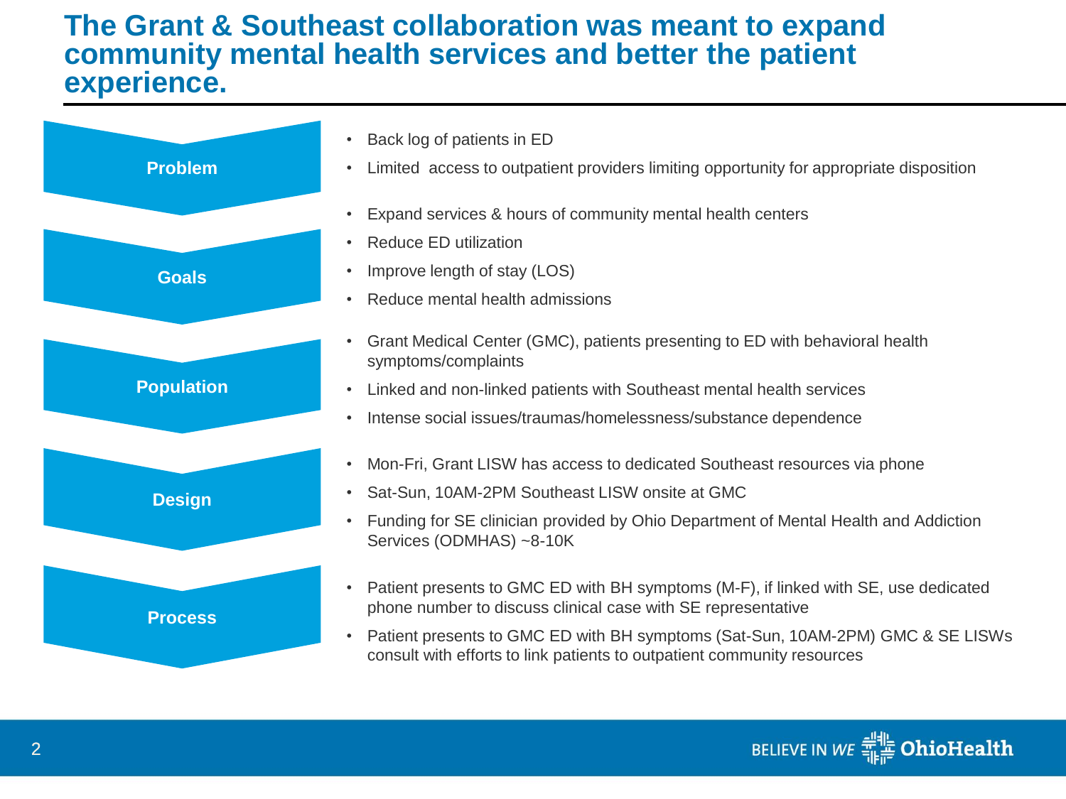# The Grant & Southeast collaboration was meant to expand community mental health services and better the patient experience.

**Problem**

- Back log of patients in ED
- Limited  access to outpatient providers limiting opportunity for appropriate disposition

**Goals**

- Expand services & hours of community mental health centers
- Reduce ED utilization
- Improve length of stay (LOS)
- Reduce mental health admissions

**Population**

- Grant Medical Center (GMC), patients presenting to ED with behavioral health symptoms/complaints
- Linked and non-linked patients with Southeast mental health services
- Intense social issues/traumas/homelessness/substance dependence

**Design**

- Mon-Fri, Grant LISW has access to dedicated Southeast resources via phone
- Sat-Sun, 10AM-2PM Southeast LISW onsite at GMC
- Funding for SE clinician provided by Ohio Department of Mental Health and Addiction Services (ODMHAS) ~8-10K

**Process**

- Patient presents to GMC ED with BH symptoms (M-F), if linked with SE, use dedicated phone number to discuss clinical case with SE representative
- Patient presents to GMC ED with BH symptoms (Sat-Sun, 10AM-2PM) GMC & SE LISWs consult with efforts to link patients to outpatient community resources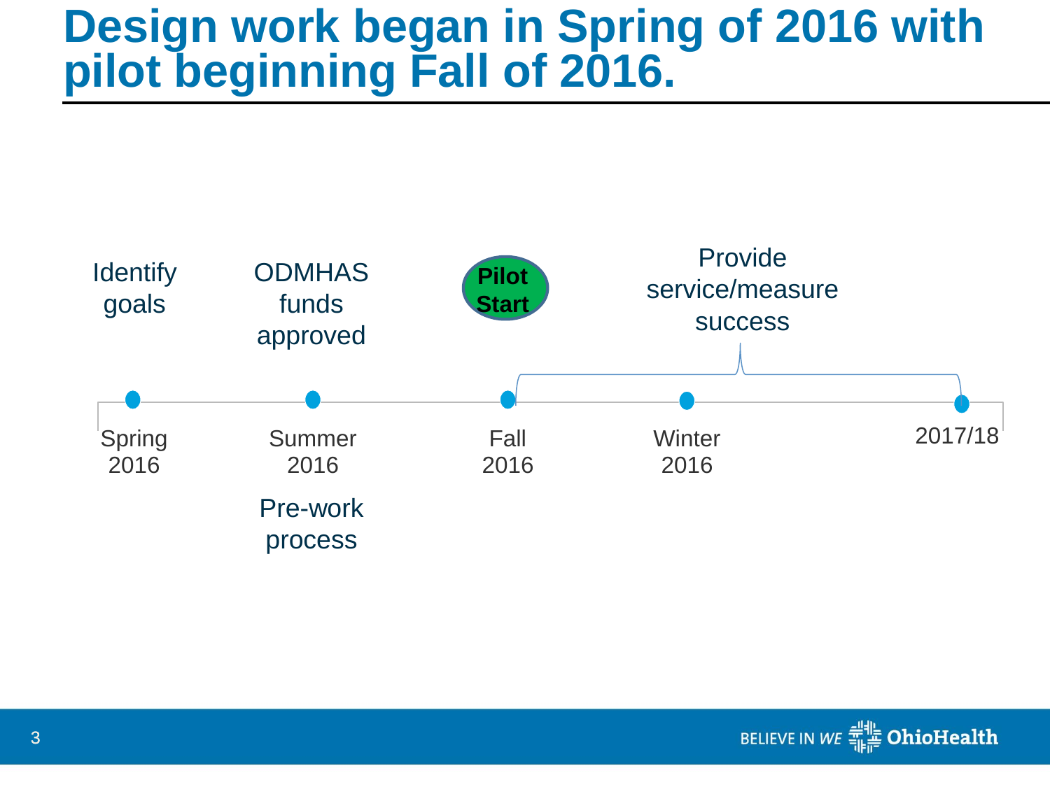# Design work began in Spring of 2016 with pilot beginning Fall of 2016.

- **Spring 2016** — Identify goals
- **Summer 2016** — ODMHAS funds approved; Pre-work process
- **Fall 2016** — **Pilot Start**
- **Winter 2016**
- **2017/18**

Provide service/measure success (Fall 2016 – 2017/18)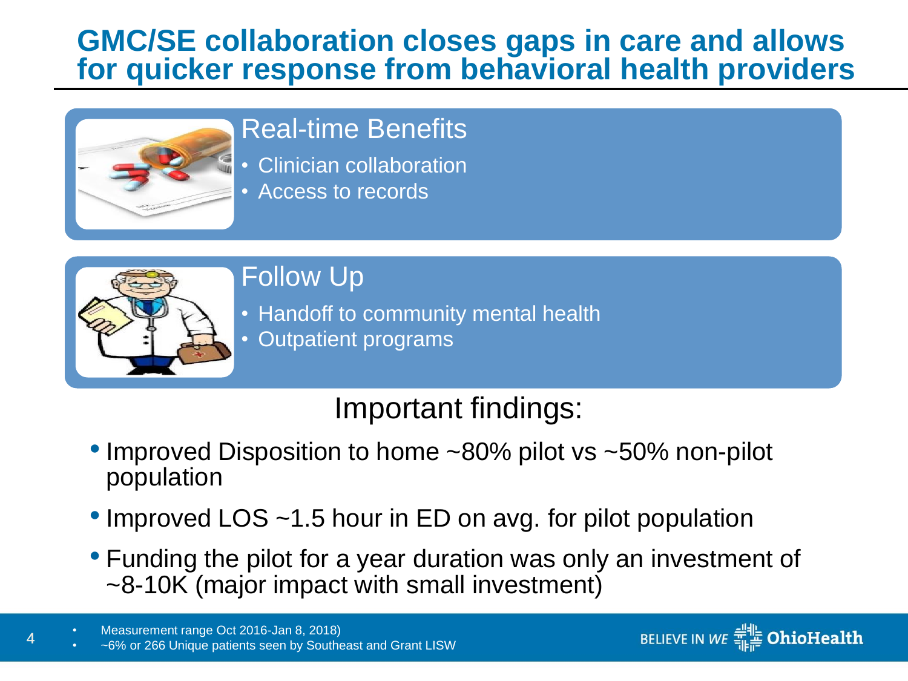# GMC/SE collaboration closes gaps in care and allows for quicker response from behavioral health providers

## Real-time Benefits

- Clinician collaboration
- Access to records

## Follow Up

- Handoff to community mental health
- Outpatient programs

## Important findings:

- Improved Disposition to home ~80% pilot vs ~50% non-pilot population
- Improved LOS ~1.5 hour in ED on avg. for pilot population
- Funding the pilot for a year duration was only an investment of ~8-10K (major impact with small investment)

---

- Measurement range Oct 2016-Jan 8, 2018)
- ~6% or 266 Unique patients seen by Southeast and Grant LISW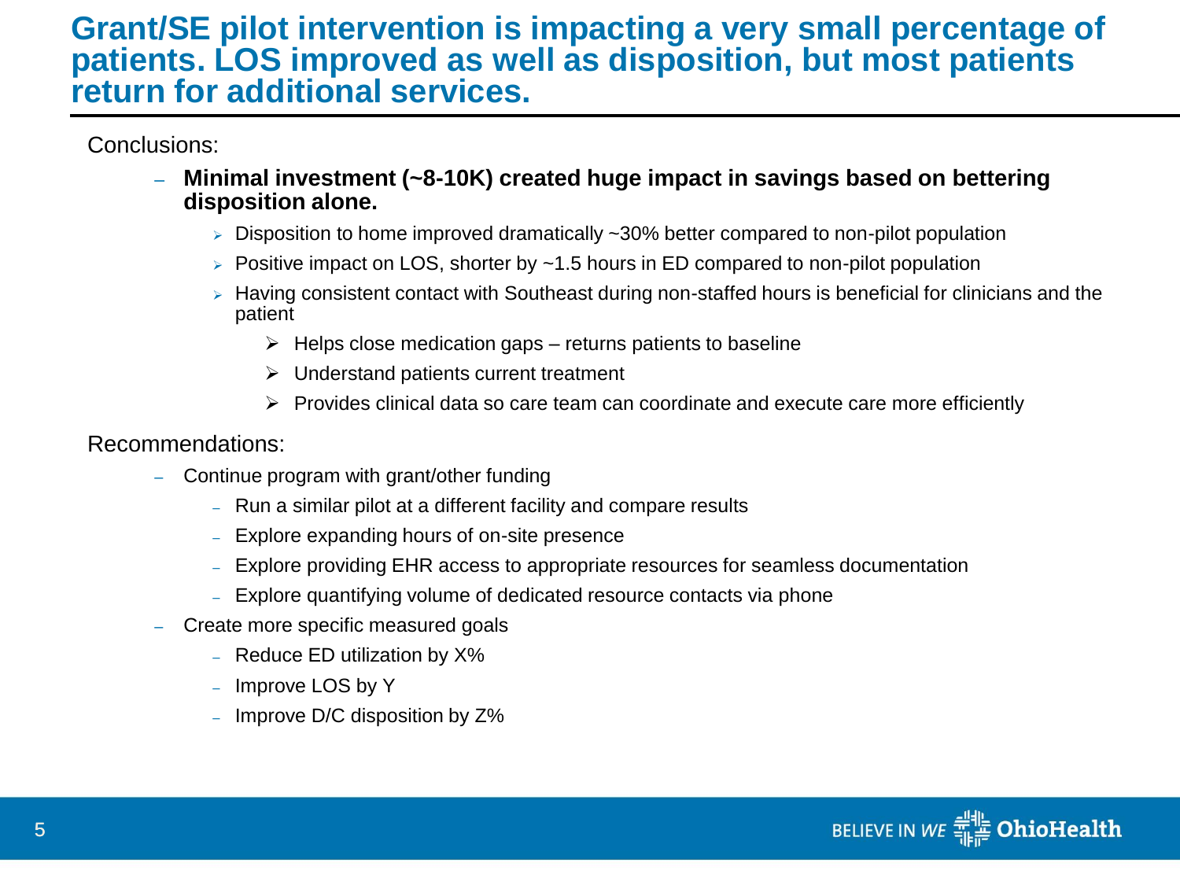# Grant/SE pilot intervention is impacting a very small percentage of patients. LOS improved as well as disposition, but most patients return for additional services.

Conclusions:

- **Minimal investment (~8-10K) created huge impact in savings based on bettering disposition alone.**
  - Disposition to home improved dramatically ~30% better compared to non-pilot population
  - Positive impact on LOS, shorter by ~1.5 hours in ED compared to non-pilot population
  - Having consistent contact with Southeast during non-staffed hours is beneficial for clinicians and the patient
    - Helps close medication gaps – returns patients to baseline
    - Understand patients current treatment
    - Provides clinical data so care team can coordinate and execute care more efficiently

Recommendations:

- Continue program with grant/other funding
  - Run a similar pilot at a different facility and compare results
  - Explore expanding hours of on-site presence
  - Explore providing EHR access to appropriate resources for seamless documentation
  - Explore quantifying volume of dedicated resource contacts via phone
- Create more specific measured goals
  - Reduce ED utilization by X%
  - Improve LOS by Y
  - Improve D/C disposition by Z%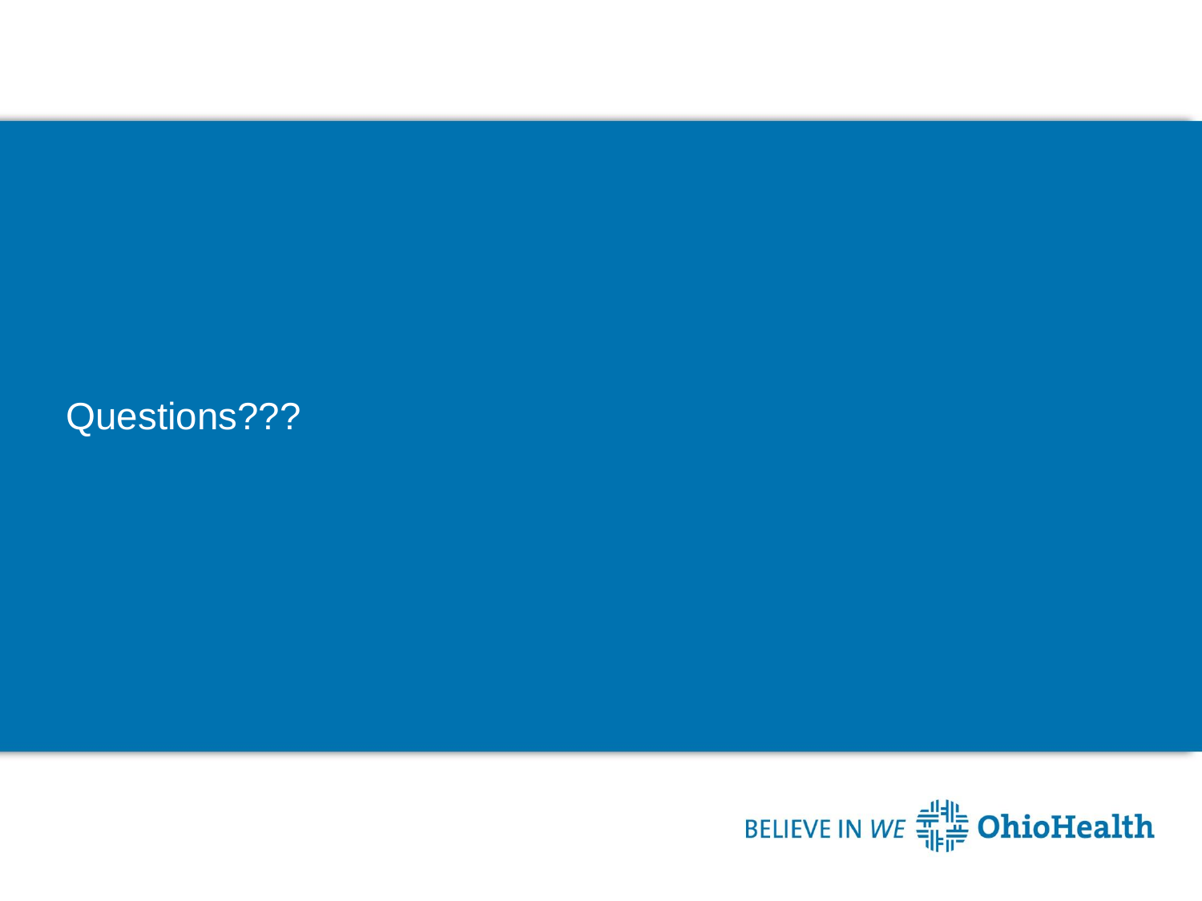Questions???

BELIEVE IN *WE* OhioHealth